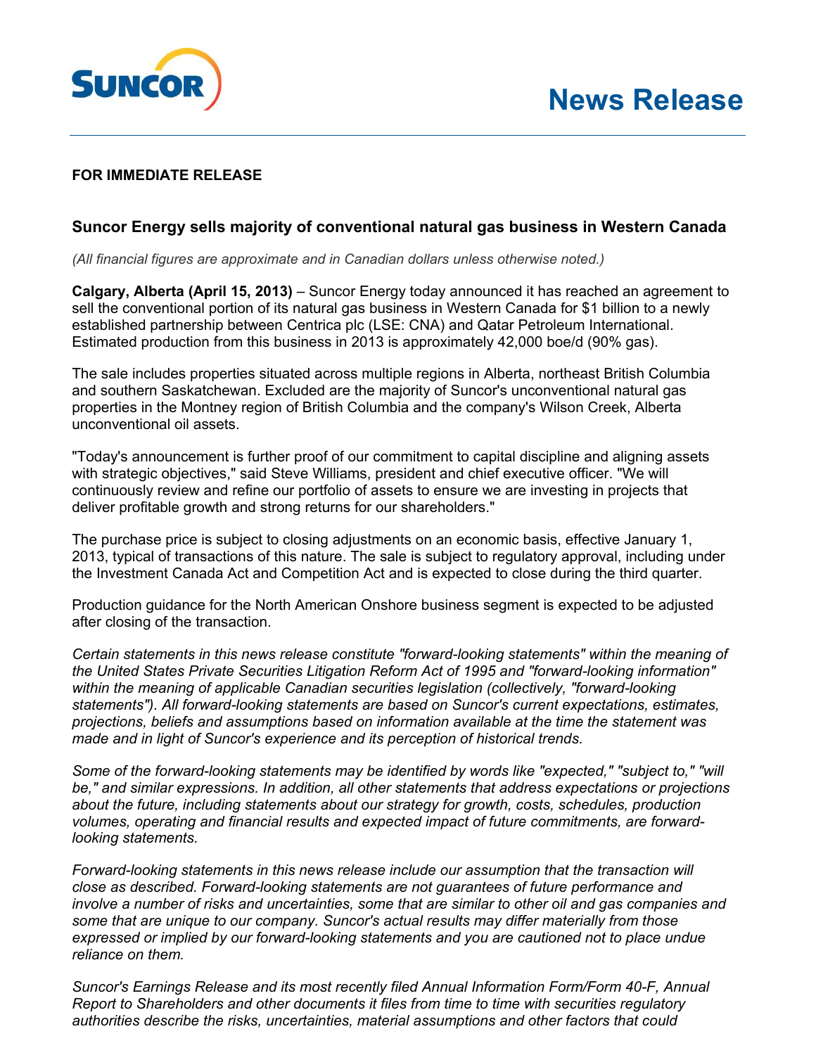**News Release**

**FOR IMMEDIATE RELEASE**

## Suncor Energy sells majority of conventional natural gas business in Western Canada

*(All financial figures are approximate and in Canadian dollars unless otherwise noted.)*

**Calgary, Alberta (April 15, 2013)** – Suncor Energy today announced it has reached an agreement to sell the conventional portion of its natural gas business in Western Canada for $1 billion to a newly established partnership between Centrica plc (LSE: CNA) and Qatar Petroleum International. Estimated production from this business in 2013 is approximately 42,000 boe/d (90% gas).

The sale includes properties situated across multiple regions in Alberta, northeast British Columbia and southern Saskatchewan. Excluded are the majority of Suncor's unconventional natural gas properties in the Montney region of British Columbia and the company's Wilson Creek, Alberta unconventional oil assets.

"Today's announcement is further proof of our commitment to capital discipline and aligning assets with strategic objectives," said Steve Williams, president and chief executive officer. "We will continuously review and refine our portfolio of assets to ensure we are investing in projects that deliver profitable growth and strong returns for our shareholders."

The purchase price is subject to closing adjustments on an economic basis, effective January 1, 2013, typical of transactions of this nature. The sale is subject to regulatory approval, including under the Investment Canada Act and Competition Act and is expected to close during the third quarter.

Production guidance for the North American Onshore business segment is expected to be adjusted after closing of the transaction.

*Certain statements in this news release constitute "forward-looking statements" within the meaning of the United States Private Securities Litigation Reform Act of 1995 and "forward-looking information" within the meaning of applicable Canadian securities legislation (collectively, "forward-looking statements"). All forward-looking statements are based on Suncor's current expectations, estimates, projections, beliefs and assumptions based on information available at the time the statement was made and in light of Suncor's experience and its perception of historical trends.*

*Some of the forward-looking statements may be identified by words like "expected," "subject to," "will be," and similar expressions. In addition, all other statements that address expectations or projections about the future, including statements about our strategy for growth, costs, schedules, production volumes, operating and financial results and expected impact of future commitments, are forward-looking statements.*

*Forward-looking statements in this news release include our assumption that the transaction will close as described. Forward-looking statements are not guarantees of future performance and involve a number of risks and uncertainties, some that are similar to other oil and gas companies and some that are unique to our company. Suncor's actual results may differ materially from those expressed or implied by our forward-looking statements and you are cautioned not to place undue reliance on them.*

*Suncor's Earnings Release and its most recently filed Annual Information Form/Form 40-F, Annual Report to Shareholders and other documents it files from time to time with securities regulatory authorities describe the risks, uncertainties, material assumptions and other factors that could*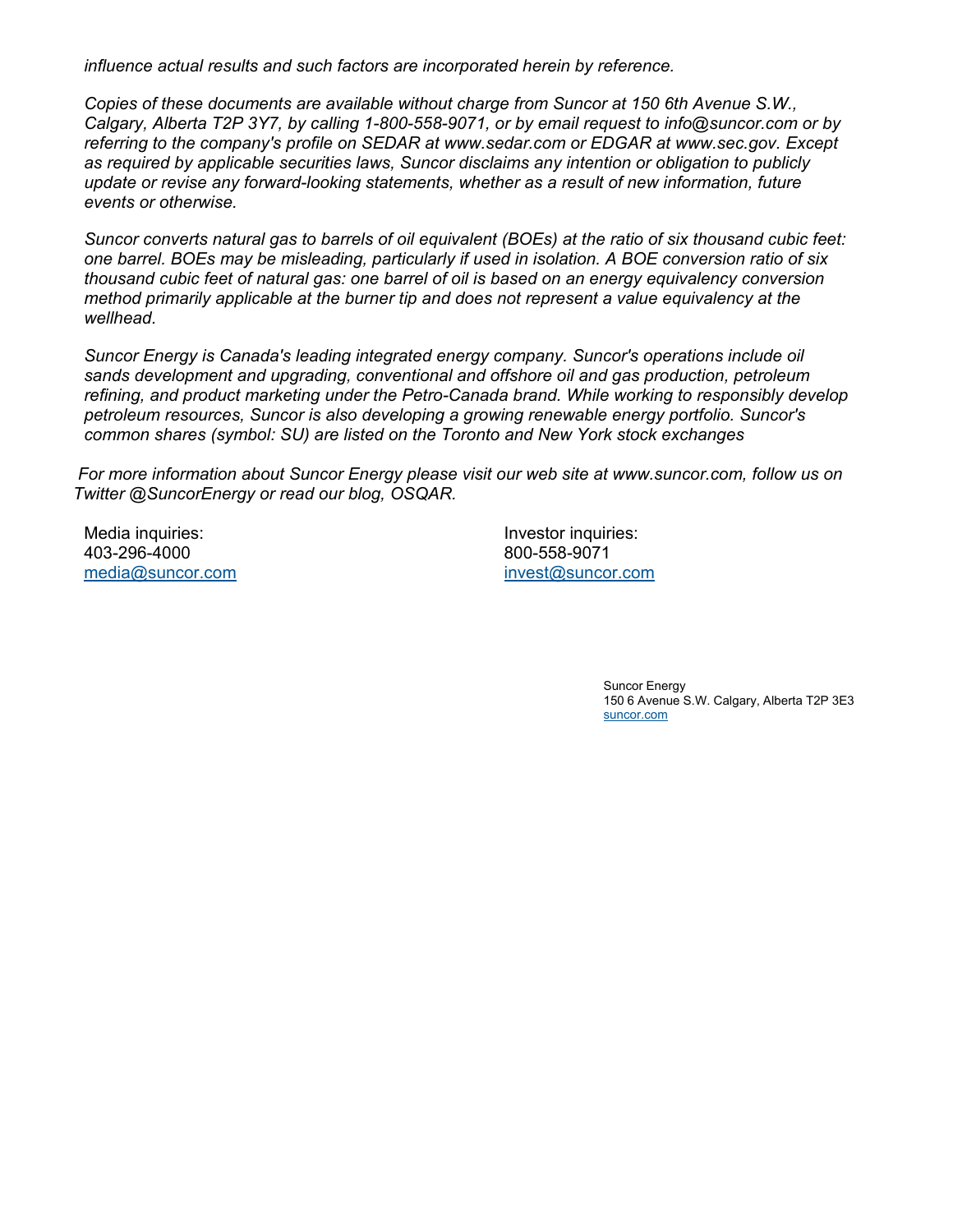*influence actual results and such factors are incorporated herein by reference.*

*Copies of these documents are available without charge from Suncor at 150 6th Avenue S.W., Calgary, Alberta T2P 3Y7, by calling 1-800-558-9071, or by email request to info@suncor.com or by referring to the company's profile on SEDAR at www.sedar.com or EDGAR at www.sec.gov. Except as required by applicable securities laws, Suncor disclaims any intention or obligation to publicly update or revise any forward-looking statements, whether as a result of new information, future events or otherwise.*

*Suncor converts natural gas to barrels of oil equivalent (BOEs) at the ratio of six thousand cubic feet: one barrel. BOEs may be misleading, particularly if used in isolation. A BOE conversion ratio of six thousand cubic feet of natural gas: one barrel of oil is based on an energy equivalency conversion method primarily applicable at the burner tip and does not represent a value equivalency at the wellhead.*

*Suncor Energy is Canada's leading integrated energy company. Suncor's operations include oil sands development and upgrading, conventional and offshore oil and gas production, petroleum refining, and product marketing under the Petro-Canada brand. While working to responsibly develop petroleum resources, Suncor is also developing a growing renewable energy portfolio. Suncor's common shares (symbol: SU) are listed on the Toronto and New York stock exchanges*

*For more information about Suncor Energy please visit our web site at www.suncor.com, follow us on Twitter @SuncorEnergy or read our blog, OSQAR.*

Media inquiries:
403-296-4000
media@suncor.com

Investor inquiries:
800-558-9071
invest@suncor.com

Suncor Energy
150 6 Avenue S.W. Calgary, Alberta T2P 3E3
suncor.com